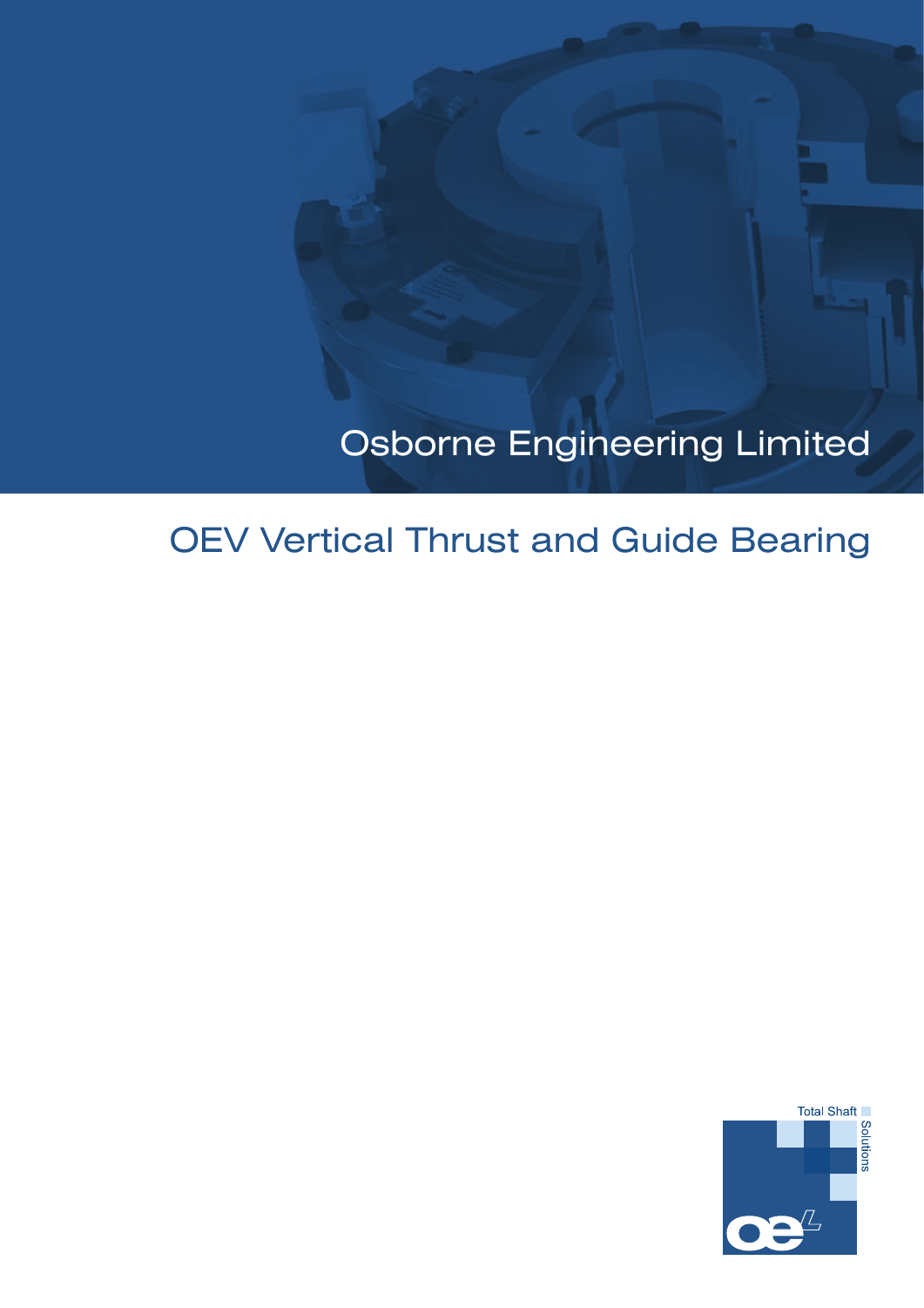Osborne Engineering Limited

# OEV Vertical Thrust and Guide Bearing

Total Shaft Solutions

oeL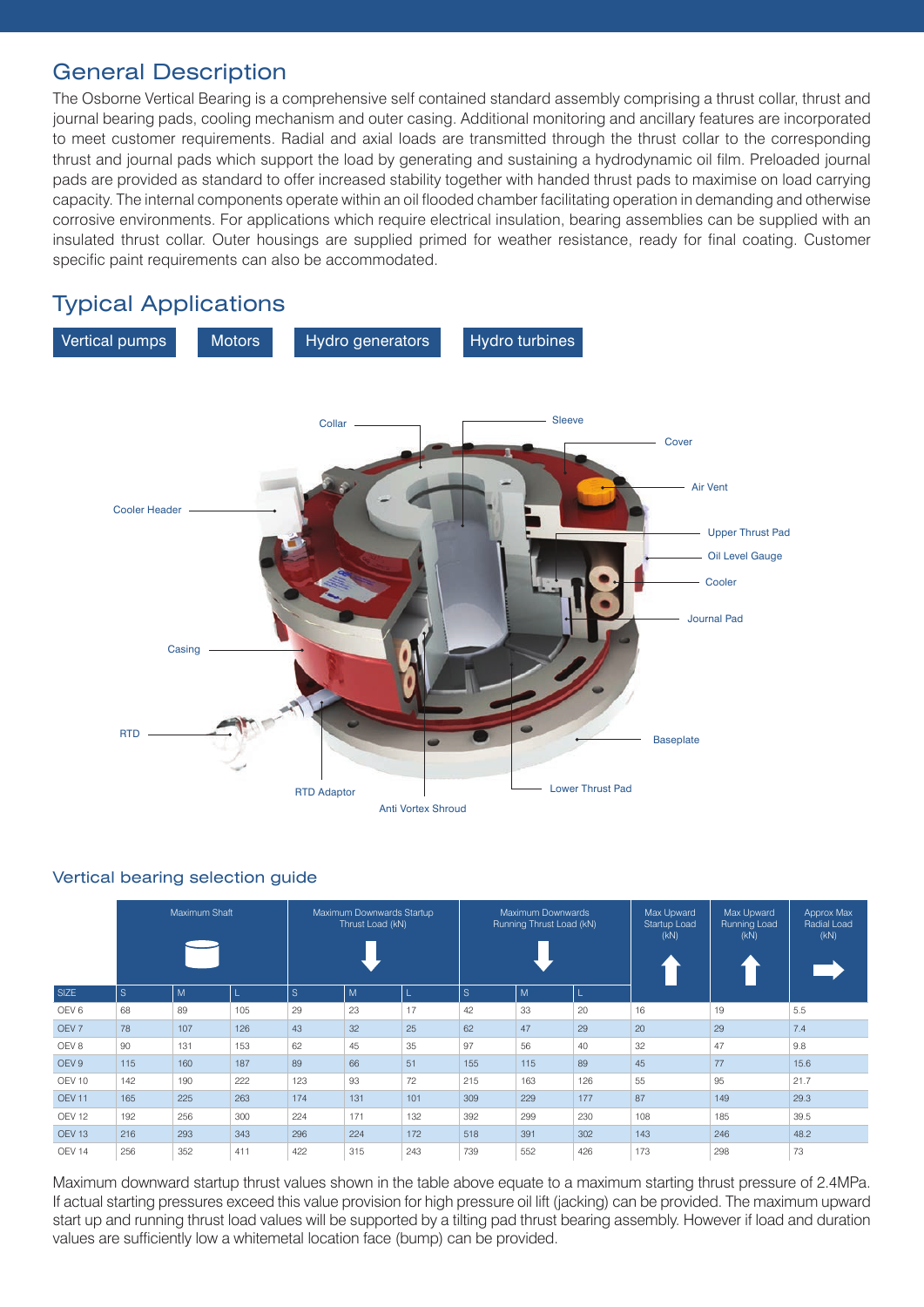## General Description

The Osborne Vertical Bearing is a comprehensive self contained standard assembly comprising a thrust collar, thrust and journal bearing pads, cooling mechanism and outer casing. Additional monitoring and ancillary features are incorporated to meet customer requirements. Radial and axial loads are transmitted through the thrust collar to the corresponding thrust and journal pads which support the load by generating and sustaining a hydrodynamic oil film. Preloaded journal pads are provided as standard to offer increased stability together with handed thrust pads to maximise on load carrying capacity. The internal components operate within an oil flooded chamber facilitating operation in demanding and otherwise corrosive environments. For applications which require electrical insulation, bearing assemblies can be supplied with an insulated thrust collar. Outer housings are supplied primed for weather resistance, ready for final coating. Customer specific paint requirements can also be accommodated.

## Typical Applications

Vertical pumps | Motors | Hydro generators | Hydro turbines

Collar, Sleeve, Cover, Air Vent, Cooler Header, Upper Thrust Pad, Oil Level Gauge, Cooler, Journal Pad, Casing, RTD, Baseplate, RTD Adaptor, Lower Thrust Pad, Anti Vortex Shroud

### Vertical bearing selection guide

| | Maximum Shaft | | | Maximum Downwards Startup Thrust Load (kN) | | | Maximum Downwards Running Thrust Load (kN) | | | Max Upward Startup Load (kN) | Max Upward Running Load (kN) | Approx Max Radial Load (kN) |
|---|---|---|---|---|---|---|---|---|---|---|---|---|
| SIZE | S | M | L | S | M | L | S | M | L | | | |
| OEV 6 | 68 | 89 | 105 | 29 | 23 | 17 | 42 | 33 | 20 | 16 | 19 | 5.5 |
| OEV 7 | 78 | 107 | 126 | 43 | 32 | 25 | 62 | 47 | 29 | 20 | 29 | 7.4 |
| OEV 8 | 90 | 131 | 153 | 62 | 45 | 35 | 97 | 56 | 40 | 32 | 47 | 9.8 |
| OEV 9 | 115 | 160 | 187 | 89 | 66 | 51 | 155 | 115 | 89 | 45 | 77 | 15.6 |
| OEV 10 | 142 | 190 | 222 | 123 | 93 | 72 | 215 | 163 | 126 | 55 | 95 | 21.7 |
| OEV 11 | 165 | 225 | 263 | 174 | 131 | 101 | 309 | 229 | 177 | 87 | 149 | 29.3 |
| OEV 12 | 192 | 256 | 300 | 224 | 171 | 132 | 392 | 299 | 230 | 108 | 185 | 39.5 |
| OEV 13 | 216 | 293 | 343 | 296 | 224 | 172 | 518 | 391 | 302 | 143 | 246 | 48.2 |
| OEV 14 | 256 | 352 | 411 | 422 | 315 | 243 | 739 | 552 | 426 | 173 | 298 | 73 |

Maximum downward startup thrust values shown in the table above equate to a maximum starting thrust pressure of 2.4MPa. If actual starting pressures exceed this value provision for high pressure oil lift (jacking) can be provided. The maximum upward start up and running thrust load values will be supported by a tilting pad thrust bearing assembly. However if load and duration values are sufficiently low a whitemetal location face (bump) can be provided.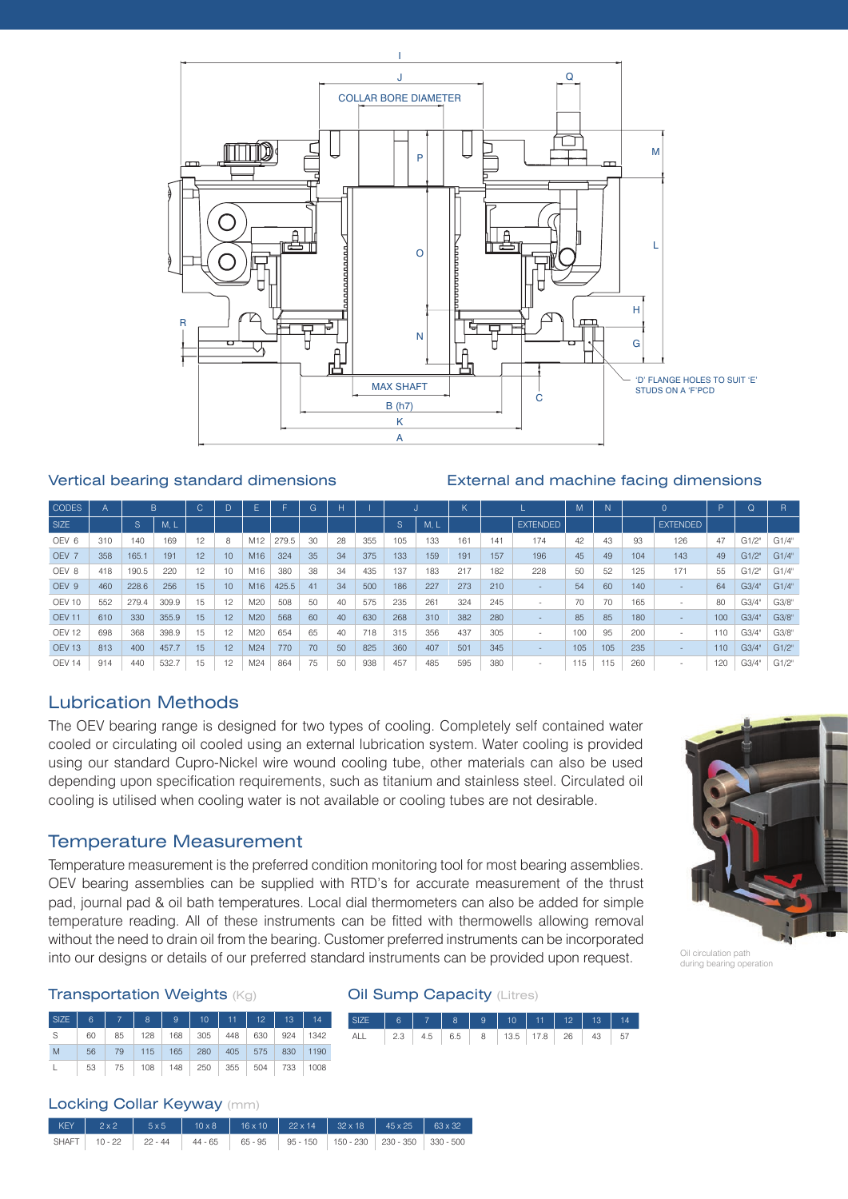I

J

COLLAR BORE DIAMETER

Q

M

P

O

L

H

N

G

R

MAX SHAFT

B (h7)

K

A

C

'D' FLANGE HOLES TO SUIT 'E' STUDS ON A 'F'PCD

## Vertical bearing standard dimensions

## External and machine facing dimensions

| CODES | A | B | | C | D | E | F | G | H | I | J | | K | L | | M | N | O | | P | Q | R |
|---|---|---|---|---|---|---|---|---|---|---|---|---|---|---|---|---|---|---|---|---|---|---|
| SIZE | | S | M, L | | | | | | | | S | M, L | | | EXTENDED | | | | EXTENDED | | | |
| OEV 6 | 310 | 140 | 169 | 12 | 8 | M12 | 279.5 | 30 | 28 | 355 | 105 | 133 | 161 | 141 | 174 | 42 | 43 | 93 | 126 | 47 | G1/2" | G1/4" |
| OEV 7 | 358 | 165.1 | 191 | 12 | 10 | M16 | 324 | 35 | 34 | 375 | 133 | 159 | 191 | 157 | 196 | 45 | 49 | 104 | 143 | 49 | G1/2" | G1/4" |
| OEV 8 | 418 | 190.5 | 220 | 12 | 10 | M16 | 380 | 38 | 34 | 435 | 137 | 183 | 217 | 182 | 228 | 50 | 52 | 125 | 171 | 55 | G1/2" | G1/4" |
| OEV 9 | 460 | 228.6 | 256 | 15 | 10 | M16 | 425.5 | 41 | 34 | 500 | 186 | 227 | 273 | 210 | - | 54 | 60 | 140 | - | 64 | G3/4" | G1/4" |
| OEV 10 | 552 | 279.4 | 309.9 | 15 | 12 | M20 | 508 | 50 | 40 | 575 | 235 | 261 | 324 | 245 | - | 70 | 70 | 165 | - | 80 | G3/4" | G3/8" |
| OEV 11 | 610 | 330 | 355.9 | 15 | 12 | M20 | 568 | 60 | 40 | 630 | 268 | 310 | 382 | 280 | - | 85 | 85 | 180 | - | 100 | G3/4" | G3/8" |
| OEV 12 | 698 | 368 | 398.9 | 15 | 12 | M20 | 654 | 65 | 40 | 718 | 315 | 356 | 437 | 305 | - | 100 | 95 | 200 | - | 110 | G3/4" | G3/8" |
| OEV 13 | 813 | 400 | 457.7 | 15 | 12 | M24 | 770 | 70 | 50 | 825 | 360 | 407 | 501 | 345 | - | 105 | 105 | 235 | - | 110 | G3/4" | G1/2" |
| OEV 14 | 914 | 440 | 532.7 | 15 | 12 | M24 | 864 | 75 | 50 | 938 | 457 | 485 | 595 | 380 | - | 115 | 115 | 260 | - | 120 | G3/4" | G1/2" |

## Lubrication Methods

The OEV bearing range is designed for two types of cooling. Completely self contained water cooled or circulating oil cooled using an external lubrication system. Water cooling is provided using our standard Cupro-Nickel wire wound cooling tube, other materials can also be used depending upon specification requirements, such as titanium and stainless steel. Circulated oil cooling is utilised when cooling water is not available or cooling tubes are not desirable.

Oil circulation path during bearing operation

## Temperature Measurement

Temperature measurement is the preferred condition monitoring tool for most bearing assemblies. OEV bearing assemblies can be supplied with RTD's for accurate measurement of the thrust pad, journal pad & oil bath temperatures. Local dial thermometers can also be added for simple temperature reading. All of these instruments can be fitted with thermowells allowing removal without the need to drain oil from the bearing. Customer preferred instruments can be incorporated into our designs or details of our preferred standard instruments can be provided upon request.

## Transportation Weights (Kg)

| SIZE | 6 | 7 | 8 | 9 | 10 | 11 | 12 | 13 | 14 |
|---|---|---|---|---|---|---|---|---|---|
| S | 60 | 85 | 128 | 168 | 305 | 448 | 630 | 924 | 1342 |
| M | 56 | 79 | 115 | 165 | 280 | 405 | 575 | 830 | 1190 |
| L | 53 | 75 | 108 | 148 | 250 | 355 | 504 | 733 | 1008 |

## Oil Sump Capacity (Litres)

| SIZE | 6 | 7 | 8 | 9 | 10 | 11 | 12 | 13 | 14 |
|---|---|---|---|---|---|---|---|---|---|
| ALL | 2.3 | 4.5 | 6.5 | 8 | 13.5 | 17.8 | 26 | 43 | 57 |

## Locking Collar Keyway (mm)

| KEY | 2 x 2 | 5 x 5 | 10 x 8 | 16 x 10 | 22 x 14 | 32 x 18 | 45 x 25 | 63 x 32 |
|---|---|---|---|---|---|---|---|---|
| SHAFT | 10 - 22 | 22 - 44 | 44 - 65 | 65 - 95 | 95 - 150 | 150 - 230 | 230 - 350 | 330 - 500 |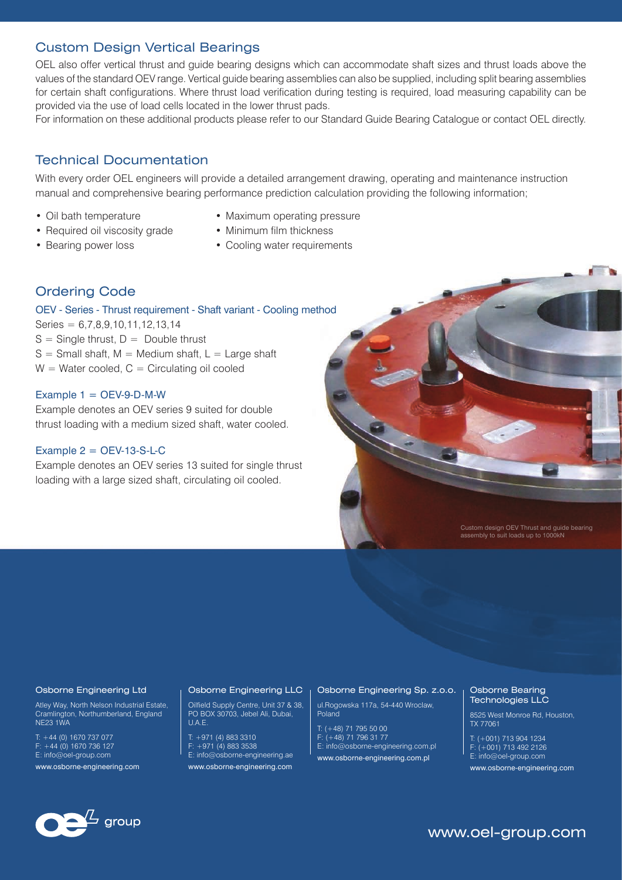## Custom Design Vertical Bearings

OEL also offer vertical thrust and guide bearing designs which can accommodate shaft sizes and thrust loads above the values of the standard OEV range. Vertical guide bearing assemblies can also be supplied, including split bearing assemblies for certain shaft configurations. Where thrust load verification during testing is required, load measuring capability can be provided via the use of load cells located in the lower thrust pads.

For information on these additional products please refer to our Standard Guide Bearing Catalogue or contact OEL directly.

## Technical Documentation

With every order OEL engineers will provide a detailed arrangement drawing, operating and maintenance instruction manual and comprehensive bearing performance prediction calculation providing the following information;

- Oil bath temperature
- Required oil viscosity grade
- Bearing power loss
- Maximum operating pressure
- Minimum film thickness
- Cooling water requirements

## Ordering Code

OEV - Series - Thrust requirement - Shaft variant - Cooling method

Series = 6,7,8,9,10,11,12,13,14

S = Single thrust, D = Double thrust

S = Small shaft, M = Medium shaft, L = Large shaft

W = Water cooled, C = Circulating oil cooled

### Example 1 = OEV-9-D-M-W

Example denotes an OEV series 9 suited for double thrust loading with a medium sized shaft, water cooled.

### Example 2 = OEV-13-S-L-C

Example denotes an OEV series 13 suited for single thrust loading with a large sized shaft, circulating oil cooled.

Custom design OEV Thrust and guide bearing assembly to suit loads up to 1000kN

**Osborne Engineering Ltd**

Atley Way, North Nelson Industrial Estate, Cramlington, Northumberland, England NE23 1WA

T: +44 (0) 1670 737 077
F: +44 (0) 1670 736 127
E: info@oel-group.com
www.osborne-engineering.com

**Osborne Engineering LLC**

Oilfield Supply Centre, Unit 37 & 38, PO BOX 30703, Jebel Ali, Dubai, U.A.E.

T: +971 (4) 883 3310
F: +971 (4) 883 3538
E: info@osborne-engineering.ae
www.osborne-engineering.com

**Osborne Engineering Sp. z.o.o.**

ul.Rogowska 117a, 54-440 Wroclaw, Poland

T: (+48) 71 795 50 00
F: (+48) 71 796 31 77
E: info@osborne-engineering.com.pl
www.osborne-engineering.com.pl

**Osborne Bearing Technologies LLC**

8525 West Monroe Rd, Houston, TX 77061

T: (+001) 713 904 1234
F: (+001) 713 492 2126
E: info@oel-group.com
www.osborne-engineering.com

oel group

www.oel-group.com